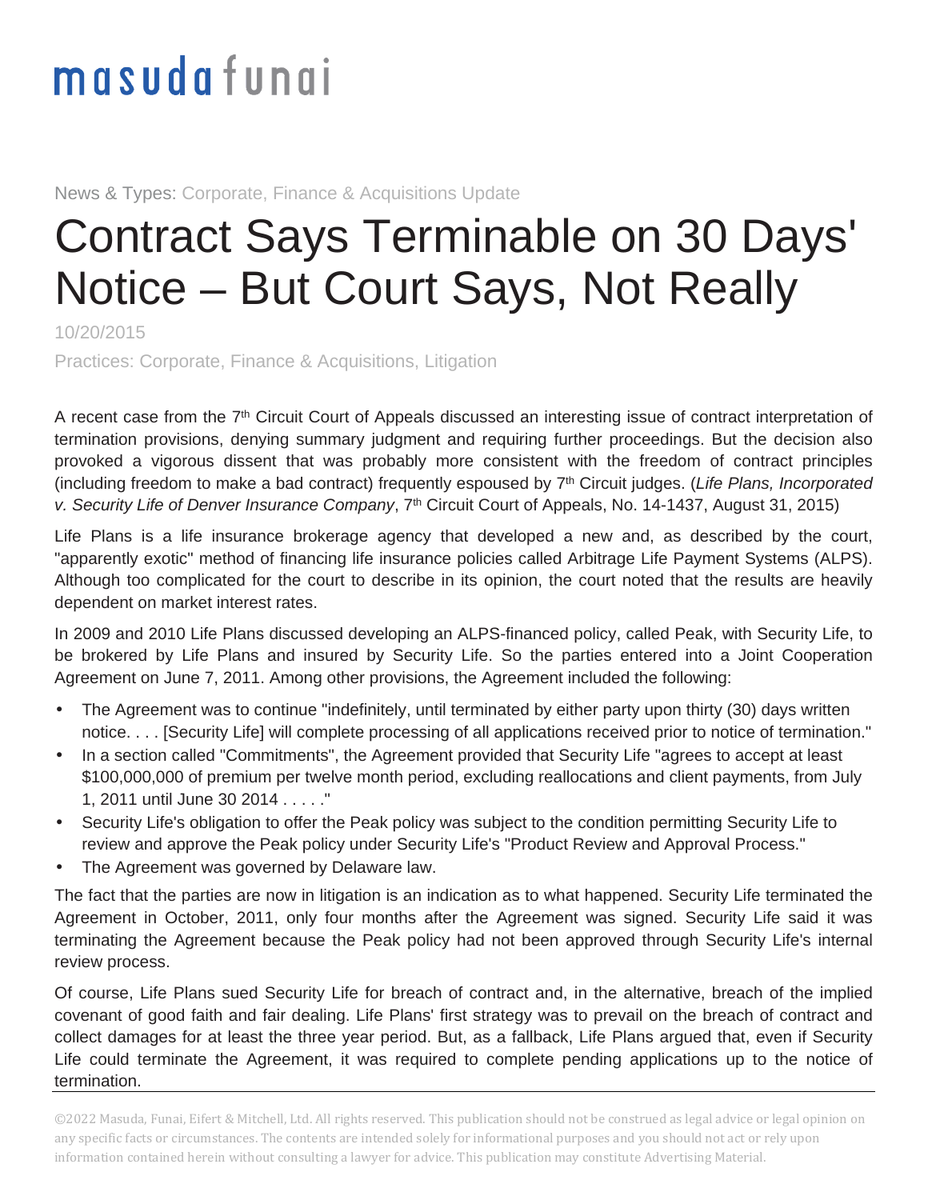masuda funai

News & Types: Corporate, Finance & Acquisitions Update

# Contract Says Terminable on 30 Days' Notice – But Court Says, Not Really

10/20/2015

Practices: Corporate, Finance & Acquisitions, Litigation

A recent case from the 7th Circuit Court of Appeals discussed an interesting issue of contract interpretation of termination provisions, denying summary judgment and requiring further proceedings. But the decision also provoked a vigorous dissent that was probably more consistent with the freedom of contract principles (including freedom to make a bad contract) frequently espoused by 7th Circuit judges. (*Life Plans, Incorporated v. Security Life of Denver Insurance Company*, 7th Circuit Court of Appeals, No. 14-1437, August 31, 2015)

Life Plans is a life insurance brokerage agency that developed a new and, as described by the court, "apparently exotic" method of financing life insurance policies called Arbitrage Life Payment Systems (ALPS). Although too complicated for the court to describe in its opinion, the court noted that the results are heavily dependent on market interest rates.

In 2009 and 2010 Life Plans discussed developing an ALPS-financed policy, called Peak, with Security Life, to be brokered by Life Plans and insured by Security Life. So the parties entered into a Joint Cooperation Agreement on June 7, 2011. Among other provisions, the Agreement included the following:

- The Agreement was to continue "indefinitely, until terminated by either party upon thirty (30) days written notice. . . . [Security Life] will complete processing of all applications received prior to notice of termination."
- In a section called "Commitments", the Agreement provided that Security Life "agrees to accept at least $100,000,000 of premium per twelve month period, excluding reallocations and client payments, from July 1, 2011 until June 30 2014 . . . . ."
- Security Life's obligation to offer the Peak policy was subject to the condition permitting Security Life to review and approve the Peak policy under Security Life's "Product Review and Approval Process."
- The Agreement was governed by Delaware law.

The fact that the parties are now in litigation is an indication as to what happened. Security Life terminated the Agreement in October, 2011, only four months after the Agreement was signed. Security Life said it was terminating the Agreement because the Peak policy had not been approved through Security Life's internal review process.

Of course, Life Plans sued Security Life for breach of contract and, in the alternative, breach of the implied covenant of good faith and fair dealing. Life Plans' first strategy was to prevail on the breach of contract and collect damages for at least the three year period. But, as a fallback, Life Plans argued that, even if Security Life could terminate the Agreement, it was required to complete pending applications up to the notice of termination.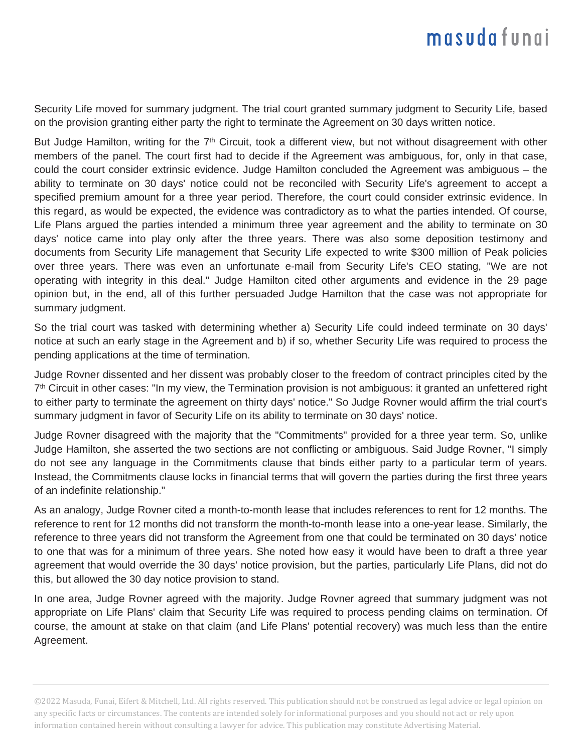Security Life moved for summary judgment. The trial court granted summary judgment to Security Life, based on the provision granting either party the right to terminate the Agreement on 30 days written notice.

But Judge Hamilton, writing for the 7th Circuit, took a different view, but not without disagreement with other members of the panel. The court first had to decide if the Agreement was ambiguous, for, only in that case, could the court consider extrinsic evidence. Judge Hamilton concluded the Agreement was ambiguous – the ability to terminate on 30 days' notice could not be reconciled with Security Life's agreement to accept a specified premium amount for a three year period. Therefore, the court could consider extrinsic evidence. In this regard, as would be expected, the evidence was contradictory as to what the parties intended. Of course, Life Plans argued the parties intended a minimum three year agreement and the ability to terminate on 30 days' notice came into play only after the three years. There was also some deposition testimony and documents from Security Life management that Security Life expected to write $300 million of Peak policies over three years. There was even an unfortunate e-mail from Security Life's CEO stating, "We are not operating with integrity in this deal." Judge Hamilton cited other arguments and evidence in the 29 page opinion but, in the end, all of this further persuaded Judge Hamilton that the case was not appropriate for summary judgment.

So the trial court was tasked with determining whether a) Security Life could indeed terminate on 30 days' notice at such an early stage in the Agreement and b) if so, whether Security Life was required to process the pending applications at the time of termination.

Judge Rovner dissented and her dissent was probably closer to the freedom of contract principles cited by the 7th Circuit in other cases: "In my view, the Termination provision is not ambiguous: it granted an unfettered right to either party to terminate the agreement on thirty days' notice." So Judge Rovner would affirm the trial court's summary judgment in favor of Security Life on its ability to terminate on 30 days' notice.

Judge Rovner disagreed with the majority that the "Commitments" provided for a three year term. So, unlike Judge Hamilton, she asserted the two sections are not conflicting or ambiguous. Said Judge Rovner, "I simply do not see any language in the Commitments clause that binds either party to a particular term of years. Instead, the Commitments clause locks in financial terms that will govern the parties during the first three years of an indefinite relationship."

As an analogy, Judge Rovner cited a month-to-month lease that includes references to rent for 12 months. The reference to rent for 12 months did not transform the month-to-month lease into a one-year lease. Similarly, the reference to three years did not transform the Agreement from one that could be terminated on 30 days' notice to one that was for a minimum of three years. She noted how easy it would have been to draft a three year agreement that would override the 30 days' notice provision, but the parties, particularly Life Plans, did not do this, but allowed the 30 day notice provision to stand.

In one area, Judge Rovner agreed with the majority. Judge Rovner agreed that summary judgment was not appropriate on Life Plans' claim that Security Life was required to process pending claims on termination. Of course, the amount at stake on that claim (and Life Plans' potential recovery) was much less than the entire Agreement.

©2022 Masuda, Funai, Eifert & Mitchell, Ltd. All rights reserved. This publication should not be construed as legal advice or legal opinion on any specific facts or circumstances. The contents are intended solely for informational purposes and you should not act or rely upon information contained herein without consulting a lawyer for advice. This publication may constitute Advertising Material.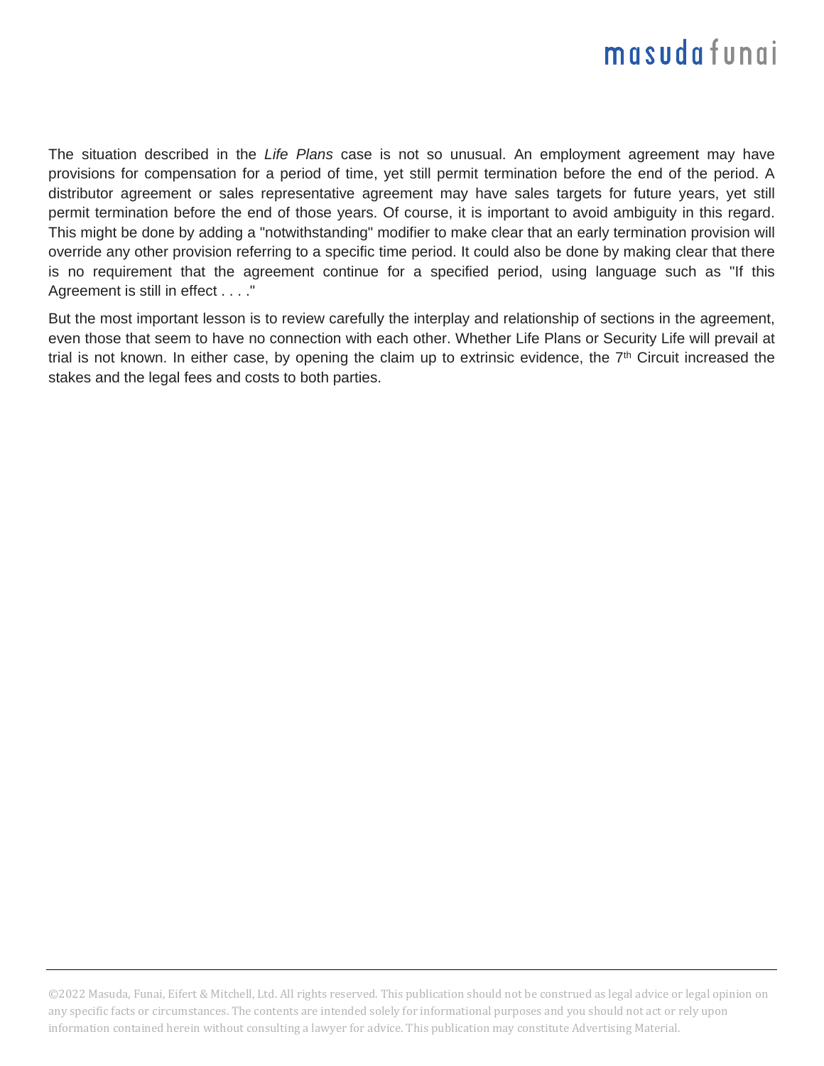The situation described in the *Life Plans* case is not so unusual. An employment agreement may have provisions for compensation for a period of time, yet still permit termination before the end of the period. A distributor agreement or sales representative agreement may have sales targets for future years, yet still permit termination before the end of those years. Of course, it is important to avoid ambiguity in this regard. This might be done by adding a "notwithstanding" modifier to make clear that an early termination provision will override any other provision referring to a specific time period. It could also be done by making clear that there is no requirement that the agreement continue for a specified period, using language such as "If this Agreement is still in effect . . . ."

But the most important lesson is to review carefully the interplay and relationship of sections in the agreement, even those that seem to have no connection with each other. Whether Life Plans or Security Life will prevail at trial is not known. In either case, by opening the claim up to extrinsic evidence, the 7th Circuit increased the stakes and the legal fees and costs to both parties.

©2022 Masuda, Funai, Eifert & Mitchell, Ltd. All rights reserved. This publication should not be construed as legal advice or legal opinion on any specific facts or circumstances. The contents are intended solely for informational purposes and you should not act or rely upon information contained herein without consulting a lawyer for advice. This publication may constitute Advertising Material.